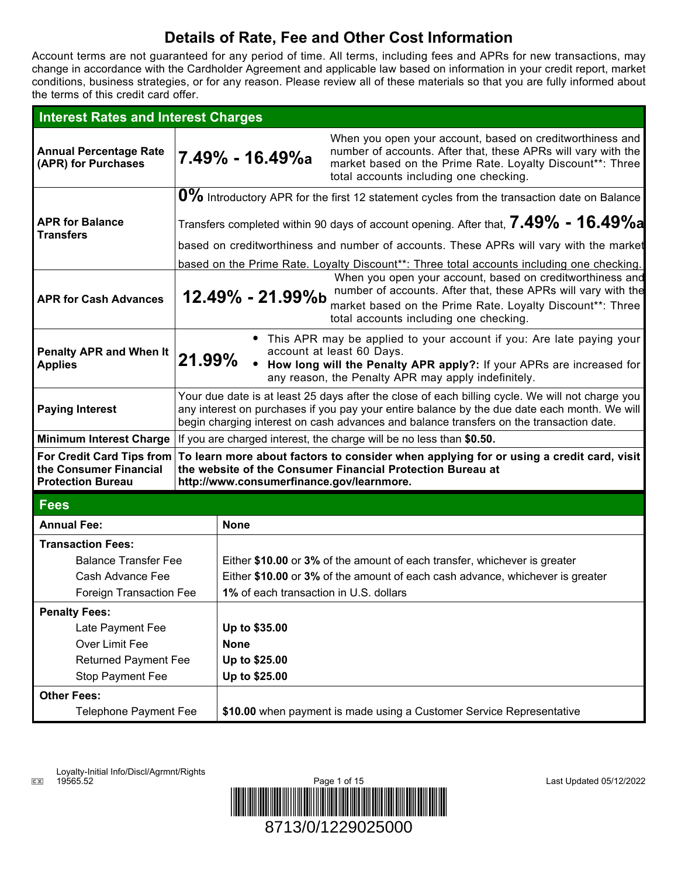# Details of Rate, Fee and Other Cost Information

Account terms are not guaranteed for any period of time. All terms, including fees and APRs for new transactions, may change in accordance with the Cardholder Agreement and applicable law based on information in your credit report, market conditions, business strategies, or for any reason. Please review all of these materials so that you are fully informed about the terms of this credit card offer.

| Interest Rates and Interest Charges | |
|---|---|
| **Annual Percentage Rate (APR) for Purchases** | **7.49% - 16.49%a** When you open your account, based on creditworthiness and number of accounts. After that, these APRs will vary with the market based on the Prime Rate. Loyalty Discount**: Three total accounts including one checking. |
| **APR for Balance Transfers** | **0%** Introductory APR for the first 12 statement cycles from the transaction date on Balance Transfers completed within 90 days of account opening. After that, **7.49% - 16.49%a** based on creditworthiness and number of accounts. These APRs will vary with the market based on the Prime Rate. Loyalty Discount**: Three total accounts including one checking. |
| **APR for Cash Advances** | **12.49% - 21.99%b** When you open your account, based on creditworthiness and number of accounts. After that, these APRs will vary with the market based on the Prime Rate. Loyalty Discount**: Three total accounts including one checking. |
| **Penalty APR and When It Applies** | **21.99%** <br>• This APR may be applied to your account if you: Are late paying your account at least 60 Days. <br>• **How long will the Penalty APR apply?:** If your APRs are increased for any reason, the Penalty APR may apply indefinitely. |
| **Paying Interest** | Your due date is at least 25 days after the close of each billing cycle. We will not charge you any interest on purchases if you pay your entire balance by the due date each month. We will begin charging interest on cash advances and balance transfers on the transaction date. |
| **Minimum Interest Charge** | If you are charged interest, the charge will be no less than **$0.50.** |
| **For Credit Card Tips from the Consumer Financial Protection Bureau** | **To learn more about factors to consider when applying for or using a credit card, visit the website of the Consumer Financial Protection Bureau at http://www.consumerfinance.gov/learnmore.** |

| Fees | |
|---|---|
| **Annual Fee:** | **None** |
| **Transaction Fees:** | |
| Balance Transfer Fee | Either **$10.00** or **3%** of the amount of each transfer, whichever is greater |
| Cash Advance Fee | Either **$10.00** or **3%** of the amount of each cash advance, whichever is greater |
| Foreign Transaction Fee | **1%** of each transaction in U.S. dollars |
| **Penalty Fees:** | |
| Late Payment Fee | **Up to $35.00** |
| Over Limit Fee | **None** |
| Returned Payment Fee | **Up to $25.00** |
| Stop Payment Fee | **Up to $25.00** |
| **Other Fees:** | |
| Telephone Payment Fee | **$10.00** when payment is made using a Customer Service Representative |

Loyalty-Initial Info/Discl/Agrmnt/Rights
19565.52

Last Updated 05/12/2022

8713/0/1229025000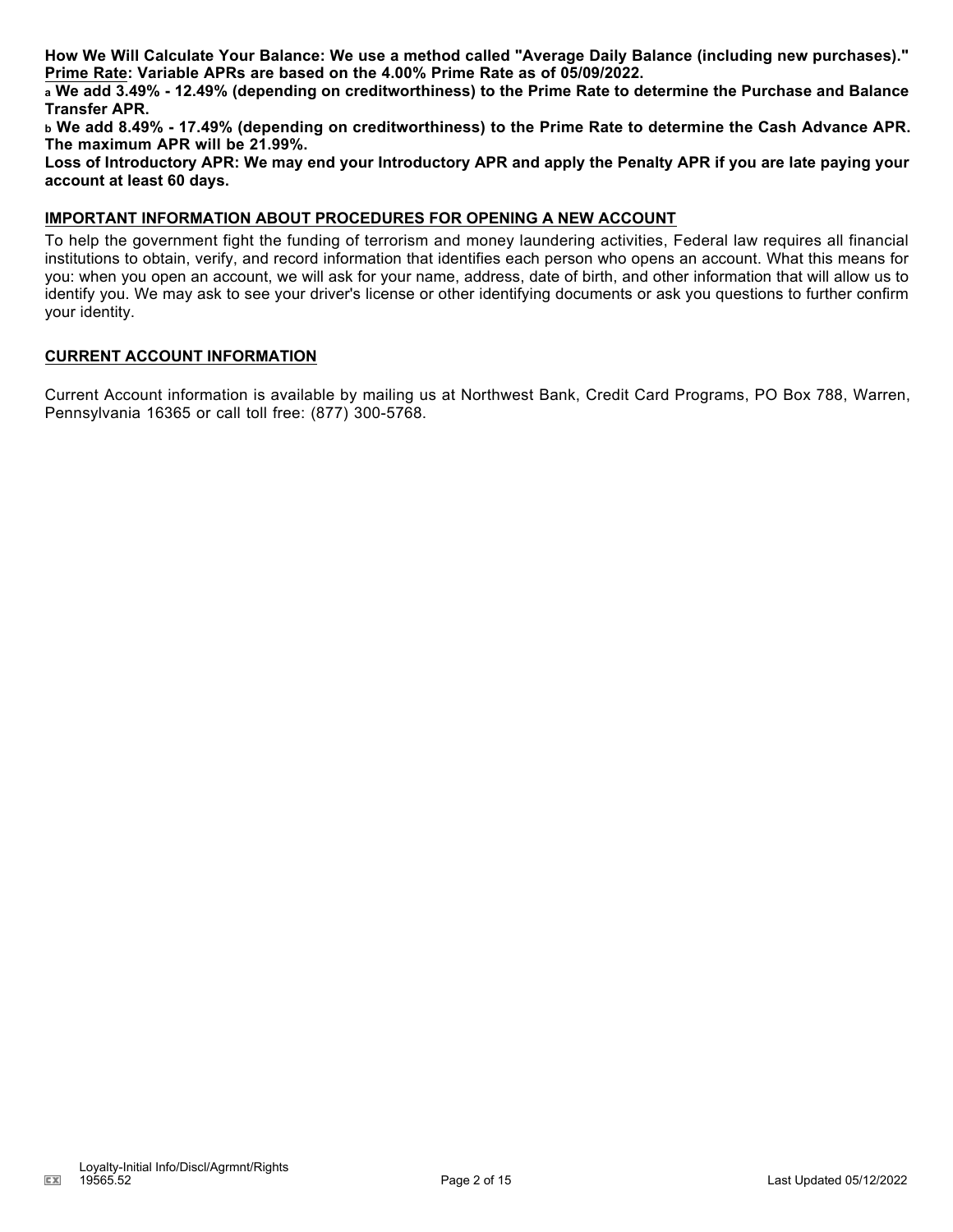**How We Will Calculate Your Balance: We use a method called "Average Daily Balance (including new purchases)."**
**Prime Rate: Variable APRs are based on the 4.00% Prime Rate as of 05/09/2022.**
**[a] We add 3.49% - 12.49% (depending on creditworthiness) to the Prime Rate to determine the Purchase and Balance Transfer APR.**
**[b] We add 8.49% - 17.49% (depending on creditworthiness) to the Prime Rate to determine the Cash Advance APR. The maximum APR will be 21.99%.**
**Loss of Introductory APR: We may end your Introductory APR and apply the Penalty APR if you are late paying your account at least 60 days.**

## IMPORTANT INFORMATION ABOUT PROCEDURES FOR OPENING A NEW ACCOUNT

To help the government fight the funding of terrorism and money laundering activities, Federal law requires all financial institutions to obtain, verify, and record information that identifies each person who opens an account. What this means for you: when you open an account, we will ask for your name, address, date of birth, and other information that will allow us to identify you. We may ask to see your driver's license or other identifying documents or ask you questions to further confirm your identity.

## CURRENT ACCOUNT INFORMATION

Current Account information is available by mailing us at Northwest Bank, Credit Card Programs, PO Box 788, Warren, Pennsylvania 16365 or call toll free: (877) 300-5768.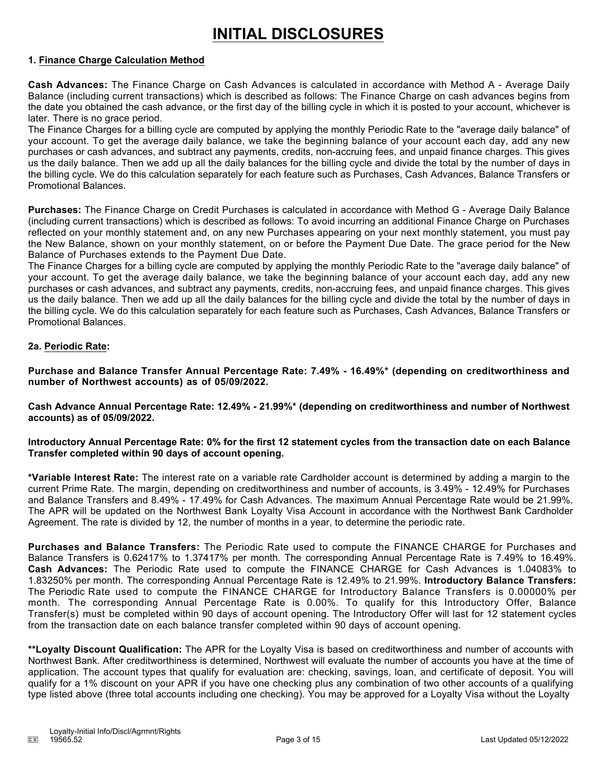# INITIAL DISCLOSURES

**1. Finance Charge Calculation Method**

**Cash Advances:** The Finance Charge on Cash Advances is calculated in accordance with Method A - Average Daily Balance (including current transactions) which is described as follows: The Finance Charge on cash advances begins from the date you obtained the cash advance, or the first day of the billing cycle in which it is posted to your account, whichever is later. There is no grace period.

The Finance Charges for a billing cycle are computed by applying the monthly Periodic Rate to the "average daily balance" of your account. To get the average daily balance, we take the beginning balance of your account each day, add any new purchases or cash advances, and subtract any payments, credits, non-accruing fees, and unpaid finance charges. This gives us the daily balance. Then we add up all the daily balances for the billing cycle and divide the total by the number of days in the billing cycle. We do this calculation separately for each feature such as Purchases, Cash Advances, Balance Transfers or Promotional Balances.

**Purchases:** The Finance Charge on Credit Purchases is calculated in accordance with Method G - Average Daily Balance (including current transactions) which is described as follows: To avoid incurring an additional Finance Charge on Purchases reflected on your monthly statement and, on any new Purchases appearing on your next monthly statement, you must pay the New Balance, shown on your monthly statement, on or before the Payment Due Date. The grace period for the New Balance of Purchases extends to the Payment Due Date.

The Finance Charges for a billing cycle are computed by applying the monthly Periodic Rate to the "average daily balance" of your account. To get the average daily balance, we take the beginning balance of your account each day, add any new purchases or cash advances, and subtract any payments, credits, non-accruing fees, and unpaid finance charges. This gives us the daily balance. Then we add up all the daily balances for the billing cycle and divide the total by the number of days in the billing cycle. We do this calculation separately for each feature such as Purchases, Cash Advances, Balance Transfers or Promotional Balances.

**2a. Periodic Rate:**

**Purchase and Balance Transfer Annual Percentage Rate: 7.49% - 16.49%* (depending on creditworthiness and number of Northwest accounts) as of 05/09/2022.**

**Cash Advance Annual Percentage Rate: 12.49% - 21.99%* (depending on creditworthiness and number of Northwest accounts) as of 05/09/2022.**

**Introductory Annual Percentage Rate: 0% for the first 12 statement cycles from the transaction date on each Balance Transfer completed within 90 days of account opening.**

***Variable Interest Rate:** The interest rate on a variable rate Cardholder account is determined by adding a margin to the current Prime Rate. The margin, depending on creditworthiness and number of accounts, is 3.49% - 12.49% for Purchases and Balance Transfers and 8.49% - 17.49% for Cash Advances. The maximum Annual Percentage Rate would be 21.99%. The APR will be updated on the Northwest Bank Loyalty Visa Account in accordance with the Northwest Bank Cardholder Agreement. The rate is divided by 12, the number of months in a year, to determine the periodic rate.

**Purchases and Balance Transfers:** The Periodic Rate used to compute the FINANCE CHARGE for Purchases and Balance Transfers is 0.62417% to 1.37417% per month. The corresponding Annual Percentage Rate is 7.49% to 16.49%. **Cash Advances:** The Periodic Rate used to compute the FINANCE CHARGE for Cash Advances is 1.04083% to 1.83250% per month. The corresponding Annual Percentage Rate is 12.49% to 21.99%. **Introductory Balance Transfers:** The Periodic Rate used to compute the FINANCE CHARGE for Introductory Balance Transfers is 0.00000% per month. The corresponding Annual Percentage Rate is 0.00%. To qualify for this Introductory Offer, Balance Transfer(s) must be completed within 90 days of account opening. The Introductory Offer will last for 12 statement cycles from the transaction date on each balance transfer completed within 90 days of account opening.

****Loyalty Discount Qualification:** The APR for the Loyalty Visa is based on creditworthiness and number of accounts with Northwest Bank. After creditworthiness is determined, Northwest will evaluate the number of accounts you have at the time of application. The account types that qualify for evaluation are: checking, savings, loan, and certificate of deposit. You will qualify for a 1% discount on your APR if you have one checking plus any combination of two other accounts of a qualifying type listed above (three total accounts including one checking). You may be approved for a Loyalty Visa without the Loyalty

Loyalty-Initial Info/Discl/Agrmnt/Rights
19565.52

Last Updated 05/12/2022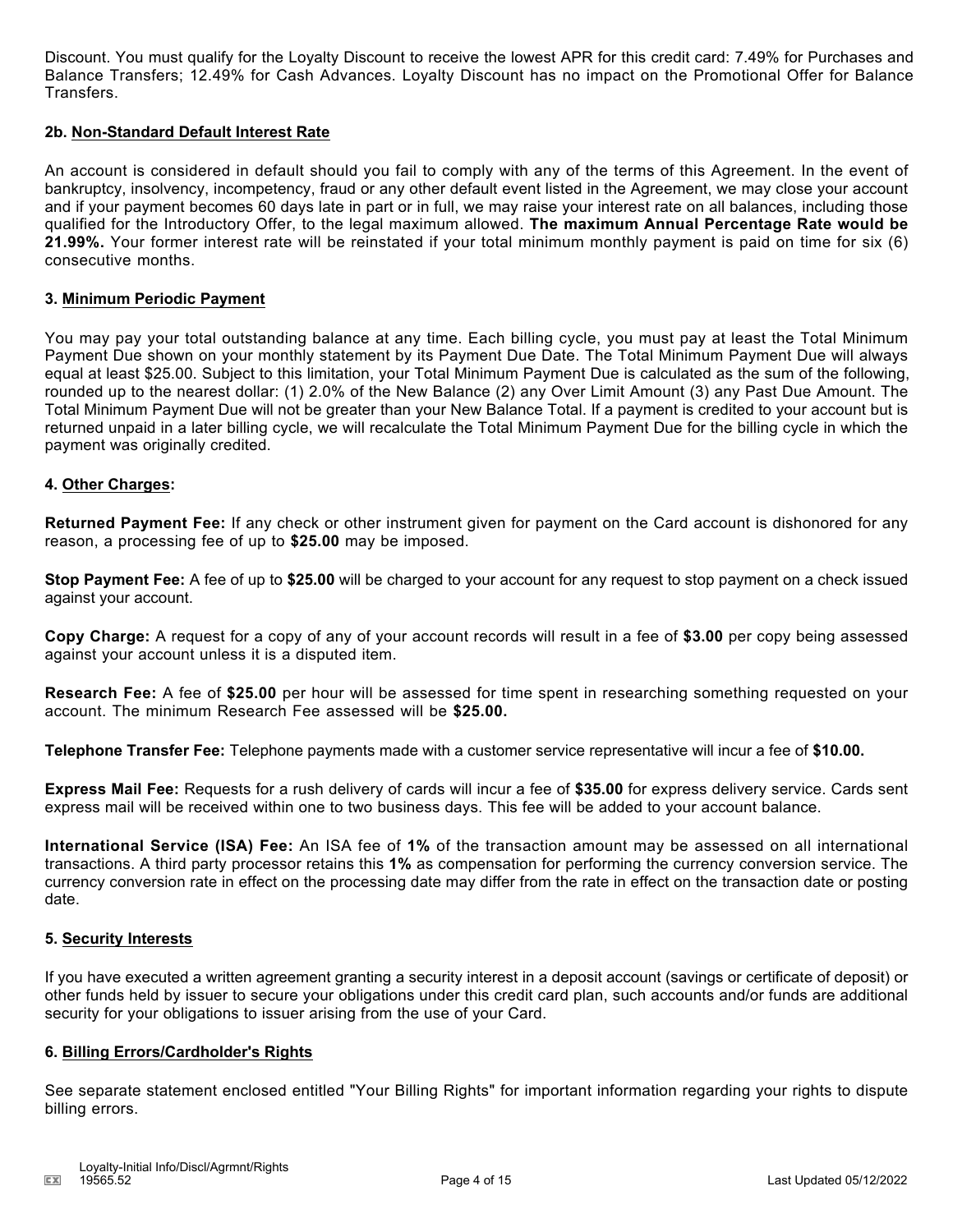Discount. You must qualify for the Loyalty Discount to receive the lowest APR for this credit card: 7.49% for Purchases and Balance Transfers; 12.49% for Cash Advances. Loyalty Discount has no impact on the Promotional Offer for Balance Transfers.

### 2b. Non-Standard Default Interest Rate

An account is considered in default should you fail to comply with any of the terms of this Agreement. In the event of bankruptcy, insolvency, incompetency, fraud or any other default event listed in the Agreement, we may close your account and if your payment becomes 60 days late in part or in full, we may raise your interest rate on all balances, including those qualified for the Introductory Offer, to the legal maximum allowed. **The maximum Annual Percentage Rate would be 21.99%.** Your former interest rate will be reinstated if your total minimum monthly payment is paid on time for six (6) consecutive months.

### 3. Minimum Periodic Payment

You may pay your total outstanding balance at any time. Each billing cycle, you must pay at least the Total Minimum Payment Due shown on your monthly statement by its Payment Due Date. The Total Minimum Payment Due will always equal at least $25.00. Subject to this limitation, your Total Minimum Payment Due is calculated as the sum of the following, rounded up to the nearest dollar: (1) 2.0% of the New Balance (2) any Over Limit Amount (3) any Past Due Amount. The Total Minimum Payment Due will not be greater than your New Balance Total. If a payment is credited to your account but is returned unpaid in a later billing cycle, we will recalculate the Total Minimum Payment Due for the billing cycle in which the payment was originally credited.

### 4. Other Charges:

**Returned Payment Fee:** If any check or other instrument given for payment on the Card account is dishonored for any reason, a processing fee of up to **$25.00** may be imposed.

**Stop Payment Fee:** A fee of up to **$25.00** will be charged to your account for any request to stop payment on a check issued against your account.

**Copy Charge:** A request for a copy of any of your account records will result in a fee of **$3.00** per copy being assessed against your account unless it is a disputed item.

**Research Fee:** A fee of **$25.00** per hour will be assessed for time spent in researching something requested on your account. The minimum Research Fee assessed will be **$25.00.**

**Telephone Transfer Fee:** Telephone payments made with a customer service representative will incur a fee of **$10.00.**

**Express Mail Fee:** Requests for a rush delivery of cards will incur a fee of **$35.00** for express delivery service. Cards sent express mail will be received within one to two business days. This fee will be added to your account balance.

**International Service (ISA) Fee:** An ISA fee of **1%** of the transaction amount may be assessed on all international transactions. A third party processor retains this **1%** as compensation for performing the currency conversion service. The currency conversion rate in effect on the processing date may differ from the rate in effect on the transaction date or posting date.

### 5. Security Interests

If you have executed a written agreement granting a security interest in a deposit account (savings or certificate of deposit) or other funds held by issuer to secure your obligations under this credit card plan, such accounts and/or funds are additional security for your obligations to issuer arising from the use of your Card.

### 6. Billing Errors/Cardholder's Rights

See separate statement enclosed entitled "Your Billing Rights" for important information regarding your rights to dispute billing errors.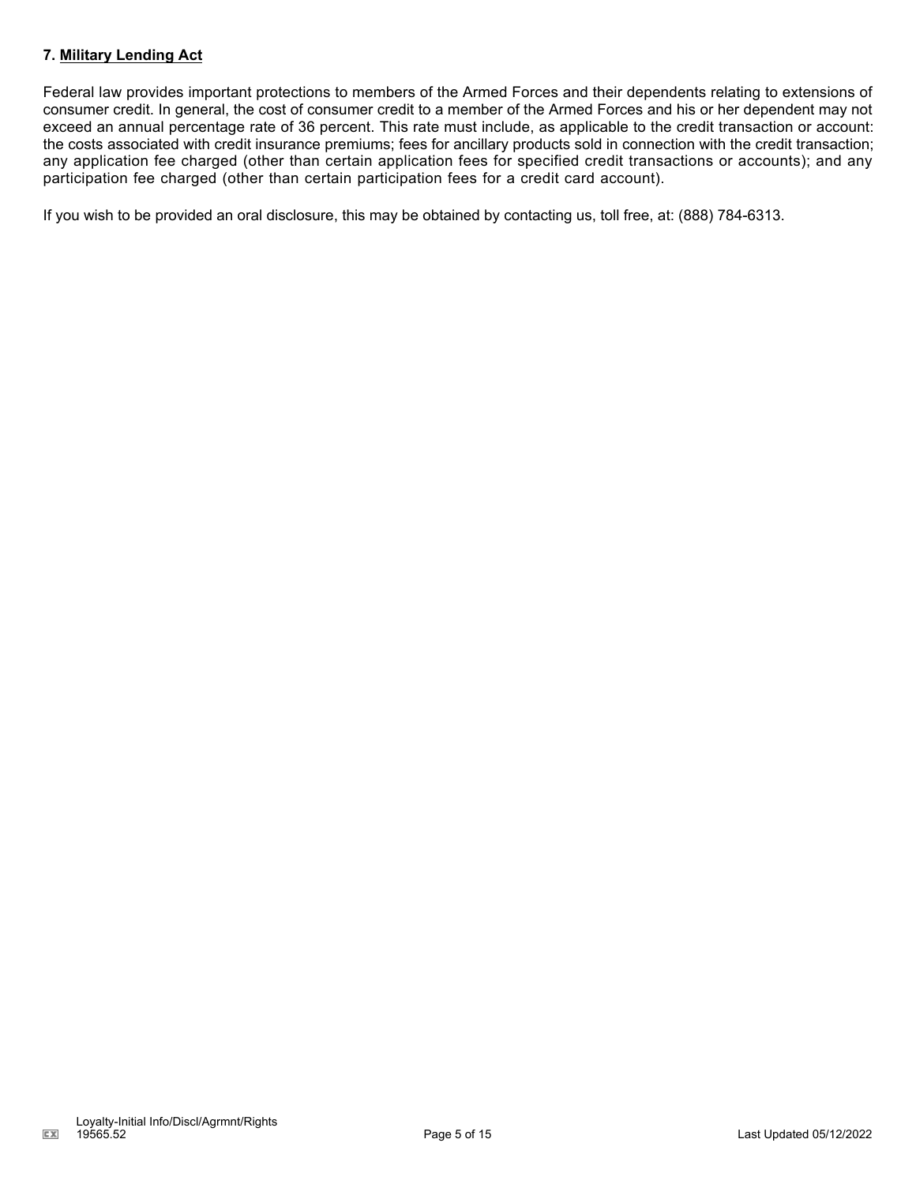### 7. **Military Lending Act**

Federal law provides important protections to members of the Armed Forces and their dependents relating to extensions of consumer credit. In general, the cost of consumer credit to a member of the Armed Forces and his or her dependent may not exceed an annual percentage rate of 36 percent. This rate must include, as applicable to the credit transaction or account: the costs associated with credit insurance premiums; fees for ancillary products sold in connection with the credit transaction; any application fee charged (other than certain application fees for specified credit transactions or accounts); and any participation fee charged (other than certain participation fees for a credit card account).

If you wish to be provided an oral disclosure, this may be obtained by contacting us, toll free, at: (888) 784-6313.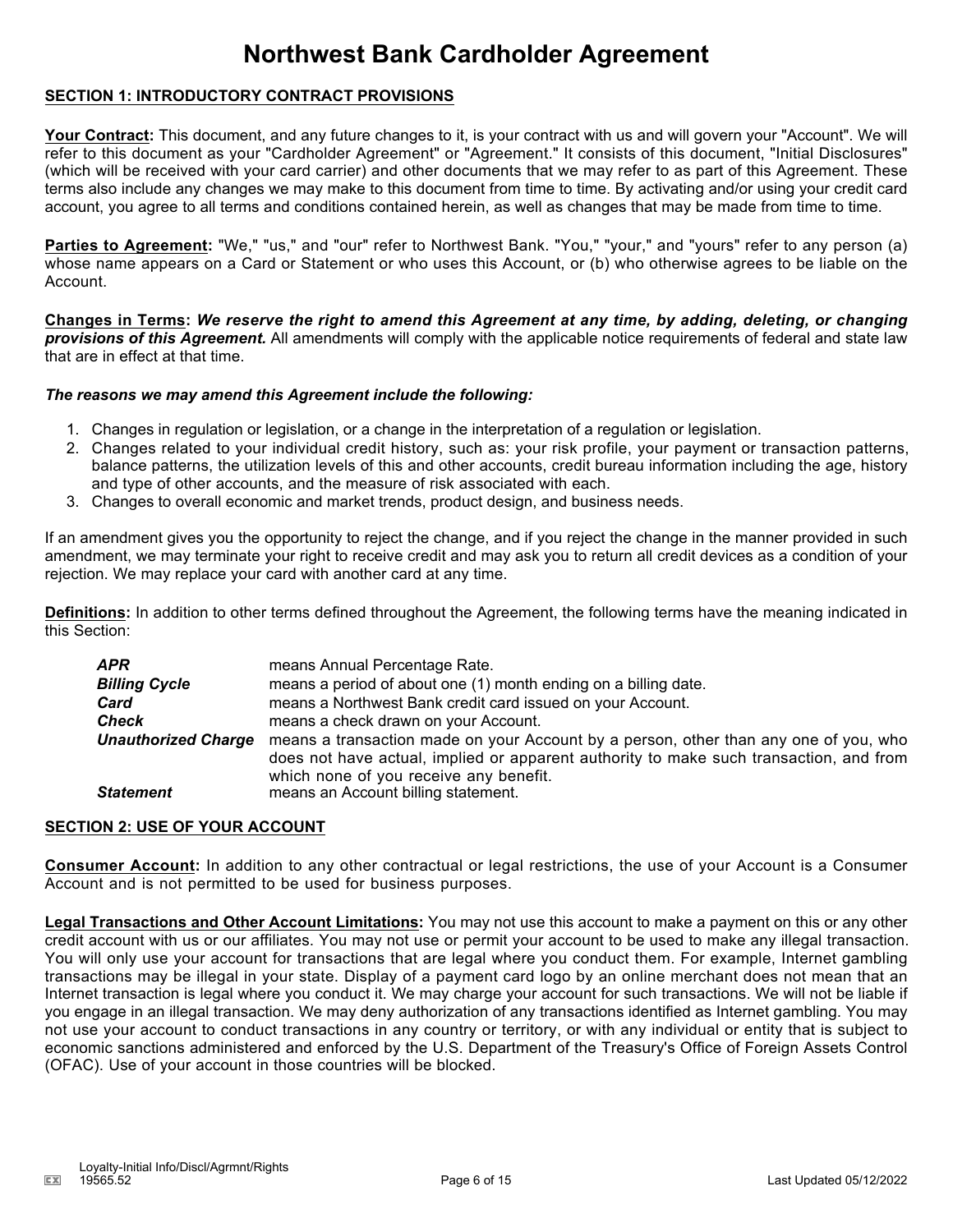# Northwest Bank Cardholder Agreement

## SECTION 1: INTRODUCTORY CONTRACT PROVISIONS

**Your Contract:** This document, and any future changes to it, is your contract with us and will govern your "Account". We will refer to this document as your "Cardholder Agreement" or "Agreement." It consists of this document, "Initial Disclosures" (which will be received with your card carrier) and other documents that we may refer to as part of this Agreement. These terms also include any changes we may make to this document from time to time. By activating and/or using your credit card account, you agree to all terms and conditions contained herein, as well as changes that may be made from time to time.

**Parties to Agreement:** "We," "us," and "our" refer to Northwest Bank. "You," "your," and "yours" refer to any person (a) whose name appears on a Card or Statement or who uses this Account, or (b) who otherwise agrees to be liable on the Account.

**Changes in Terms:** ***We reserve the right to amend this Agreement at any time, by adding, deleting, or changing provisions of this Agreement.*** All amendments will comply with the applicable notice requirements of federal and state law that are in effect at that time.

***The reasons we may amend this Agreement include the following:***

1. Changes in regulation or legislation, or a change in the interpretation of a regulation or legislation.
2. Changes related to your individual credit history, such as: your risk profile, your payment or transaction patterns, balance patterns, the utilization levels of this and other accounts, credit bureau information including the age, history and type of other accounts, and the measure of risk associated with each.
3. Changes to overall economic and market trends, product design, and business needs.

If an amendment gives you the opportunity to reject the change, and if you reject the change in the manner provided in such amendment, we may terminate your right to receive credit and may ask you to return all credit devices as a condition of your rejection. We may replace your card with another card at any time.

**Definitions:** In addition to other terms defined throughout the Agreement, the following terms have the meaning indicated in this Section:

| | |
|---|---|
| ***APR*** | means Annual Percentage Rate. |
| ***Billing Cycle*** | means a period of about one (1) month ending on a billing date. |
| ***Card*** | means a Northwest Bank credit card issued on your Account. |
| ***Check*** | means a check drawn on your Account. |
| ***Unauthorized Charge*** | means a transaction made on your Account by a person, other than any one of you, who does not have actual, implied or apparent authority to make such transaction, and from which none of you receive any benefit. |
| ***Statement*** | means an Account billing statement. |

## SECTION 2: USE OF YOUR ACCOUNT

**Consumer Account:** In addition to any other contractual or legal restrictions, the use of your Account is a Consumer Account and is not permitted to be used for business purposes.

**Legal Transactions and Other Account Limitations:** You may not use this account to make a payment on this or any other credit account with us or our affiliates. You may not use or permit your account to be used to make any illegal transaction. You will only use your account for transactions that are legal where you conduct them. For example, Internet gambling transactions may be illegal in your state. Display of a payment card logo by an online merchant does not mean that an Internet transaction is legal where you conduct it. We may charge your account for such transactions. We will not be liable if you engage in an illegal transaction. We may deny authorization of any transactions identified as Internet gambling. You may not use your account to conduct transactions in any country or territory, or with any individual or entity that is subject to economic sanctions administered and enforced by the U.S. Department of the Treasury's Office of Foreign Assets Control (OFAC). Use of your account in those countries will be blocked.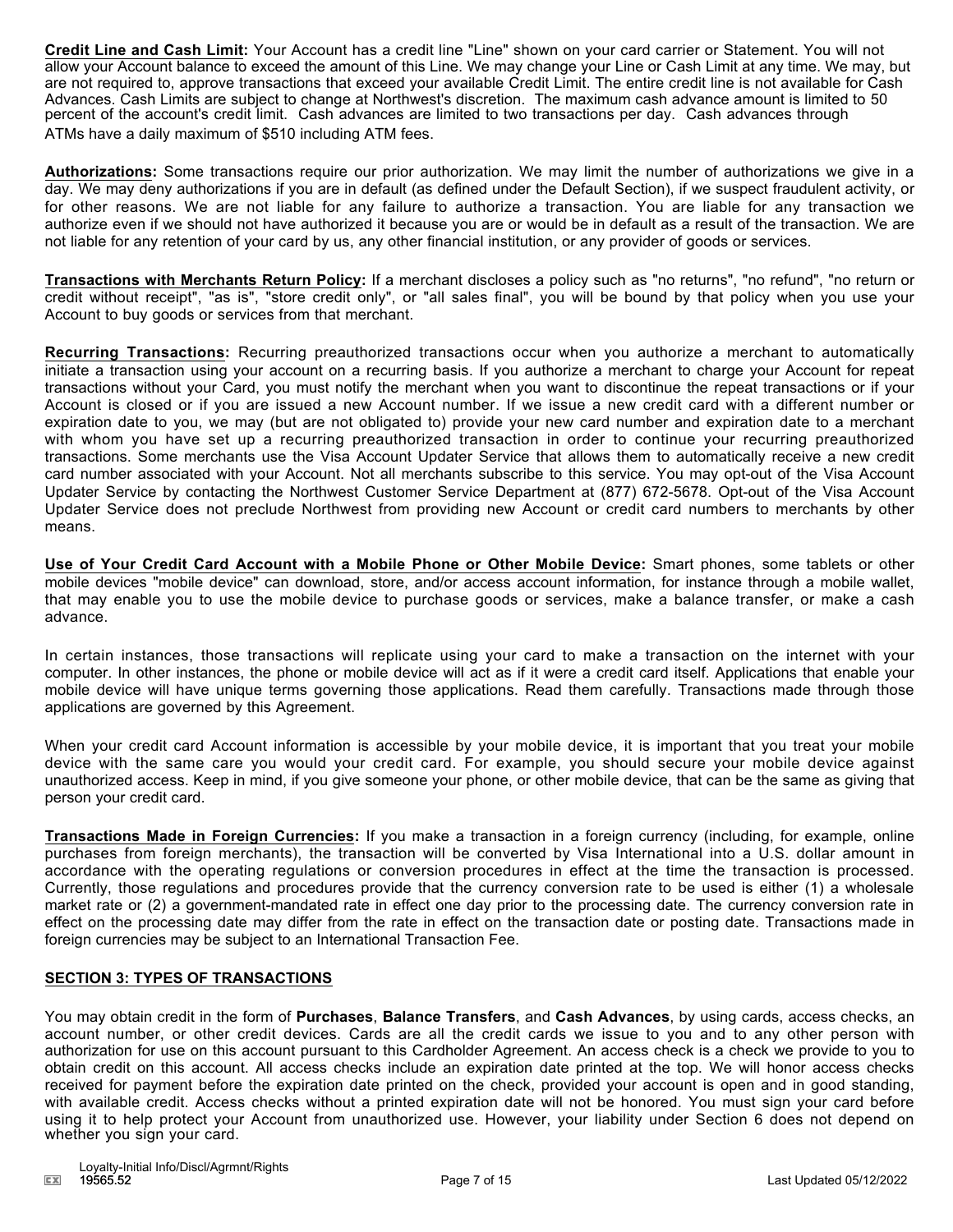**Credit Line and Cash Limit:** Your Account has a credit line "Line" shown on your card carrier or Statement. You will not allow your Account balance to exceed the amount of this Line. We may change your Line or Cash Limit at any time. We may, but are not required to, approve transactions that exceed your available Credit Limit. The entire credit line is not available for Cash Advances. Cash Limits are subject to change at Northwest's discretion. The maximum cash advance amount is limited to 50 percent of the account's credit limit. Cash advances are limited to two transactions per day. Cash advances through ATMs have a daily maximum of $510 including ATM fees.

**Authorizations:** Some transactions require our prior authorization. We may limit the number of authorizations we give in a day. We may deny authorizations if you are in default (as defined under the Default Section), if we suspect fraudulent activity, or for other reasons. We are not liable for any failure to authorize a transaction. You are liable for any transaction we authorize even if we should not have authorized it because you are or would be in default as a result of the transaction. We are not liable for any retention of your card by us, any other financial institution, or any provider of goods or services.

**Transactions with Merchants Return Policy:** If a merchant discloses a policy such as "no returns", "no refund", "no return or credit without receipt", "as is", "store credit only", or "all sales final", you will be bound by that policy when you use your Account to buy goods or services from that merchant.

**Recurring Transactions:** Recurring preauthorized transactions occur when you authorize a merchant to automatically initiate a transaction using your account on a recurring basis. If you authorize a merchant to charge your Account for repeat transactions without your Card, you must notify the merchant when you want to discontinue the repeat transactions or if your Account is closed or if you are issued a new Account number. If we issue a new credit card with a different number or expiration date to you, we may (but are not obligated to) provide your new card number and expiration date to a merchant with whom you have set up a recurring preauthorized transaction in order to continue your recurring preauthorized transactions. Some merchants use the Visa Account Updater Service that allows them to automatically receive a new credit card number associated with your Account. Not all merchants subscribe to this service. You may opt-out of the Visa Account Updater Service by contacting the Northwest Customer Service Department at (877) 672-5678. Opt-out of the Visa Account Updater Service does not preclude Northwest from providing new Account or credit card numbers to merchants by other means.

**Use of Your Credit Card Account with a Mobile Phone or Other Mobile Device:** Smart phones, some tablets or other mobile devices "mobile device" can download, store, and/or access account information, for instance through a mobile wallet, that may enable you to use the mobile device to purchase goods or services, make a balance transfer, or make a cash advance.

In certain instances, those transactions will replicate using your card to make a transaction on the internet with your computer. In other instances, the phone or mobile device will act as if it were a credit card itself. Applications that enable your mobile device will have unique terms governing those applications. Read them carefully. Transactions made through those applications are governed by this Agreement.

When your credit card Account information is accessible by your mobile device, it is important that you treat your mobile device with the same care you would your credit card. For example, you should secure your mobile device against unauthorized access. Keep in mind, if you give someone your phone, or other mobile device, that can be the same as giving that person your credit card.

**Transactions Made in Foreign Currencies:** If you make a transaction in a foreign currency (including, for example, online purchases from foreign merchants), the transaction will be converted by Visa International into a U.S. dollar amount in accordance with the operating regulations or conversion procedures in effect at the time the transaction is processed. Currently, those regulations and procedures provide that the currency conversion rate to be used is either (1) a wholesale market rate or (2) a government-mandated rate in effect one day prior to the processing date. The currency conversion rate in effect on the processing date may differ from the rate in effect on the transaction date or posting date. Transactions made in foreign currencies may be subject to an International Transaction Fee.

## SECTION 3: TYPES OF TRANSACTIONS

You may obtain credit in the form of **Purchases**, **Balance Transfers**, and **Cash Advances**, by using cards, access checks, an account number, or other credit devices. Cards are all the credit cards we issue to you and to any other person with authorization for use on this account pursuant to this Cardholder Agreement. An access check is a check we provide to you to obtain credit on this account. All access checks include an expiration date printed at the top. We will honor access checks received for payment before the expiration date printed on the check, provided your account is open and in good standing, with available credit. Access checks without a printed expiration date will not be honored. You must sign your card before using it to help protect your Account from unauthorized use. However, your liability under Section 6 does not depend on whether you sign your card.

Loyalty-Initial Info/Discl/Agrmnt/Rights
19565.52
Last Updated 05/12/2022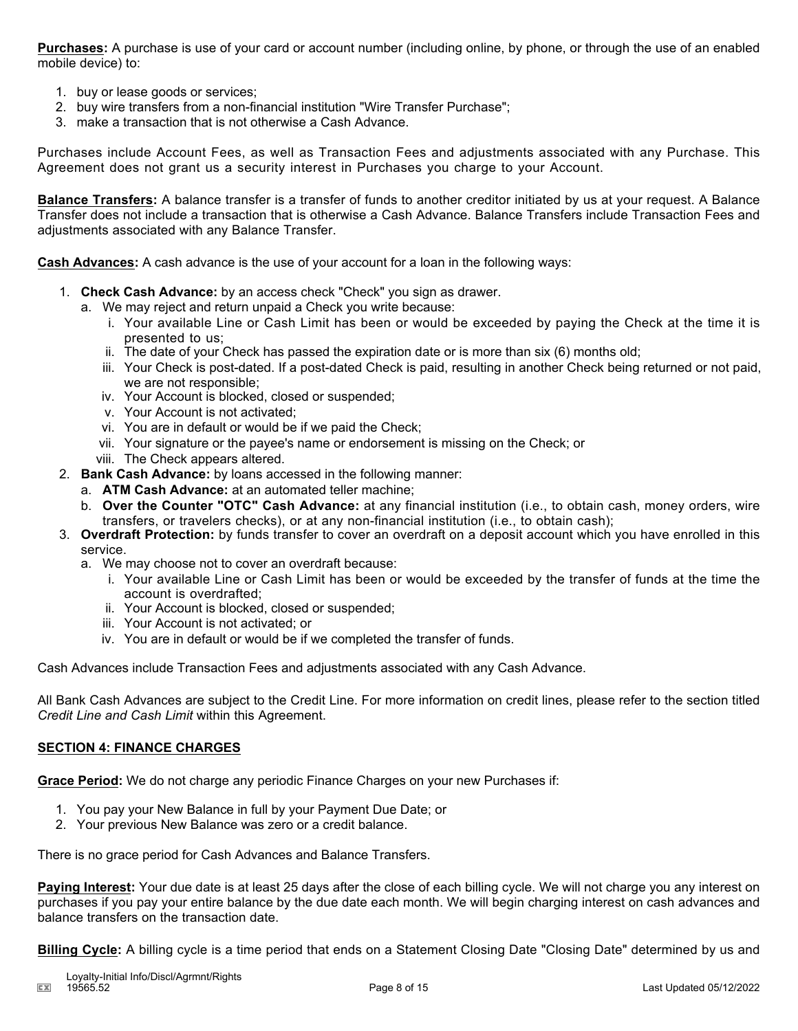**Purchases:** A purchase is use of your card or account number (including online, by phone, or through the use of an enabled mobile device) to:

1. buy or lease goods or services;
2. buy wire transfers from a non-financial institution "Wire Transfer Purchase";
3. make a transaction that is not otherwise a Cash Advance.

Purchases include Account Fees, as well as Transaction Fees and adjustments associated with any Purchase. This Agreement does not grant us a security interest in Purchases you charge to your Account.

**Balance Transfers:** A balance transfer is a transfer of funds to another creditor initiated by us at your request. A Balance Transfer does not include a transaction that is otherwise a Cash Advance. Balance Transfers include Transaction Fees and adjustments associated with any Balance Transfer.

**Cash Advances:** A cash advance is the use of your account for a loan in the following ways:

1. **Check Cash Advance:** by an access check "Check" you sign as drawer.
   a. We may reject and return unpaid a Check you write because:
      i. Your available Line or Cash Limit has been or would be exceeded by paying the Check at the time it is presented to us;
      ii. The date of your Check has passed the expiration date or is more than six (6) months old;
      iii. Your Check is post-dated. If a post-dated Check is paid, resulting in another Check being returned or not paid, we are not responsible;
      iv. Your Account is blocked, closed or suspended;
      v. Your Account is not activated;
      vi. You are in default or would be if we paid the Check;
      vii. Your signature or the payee's name or endorsement is missing on the Check; or
      viii. The Check appears altered.
2. **Bank Cash Advance:** by loans accessed in the following manner:
   a. **ATM Cash Advance:** at an automated teller machine;
   b. **Over the Counter "OTC" Cash Advance:** at any financial institution (i.e., to obtain cash, money orders, wire transfers, or travelers checks), or at any non-financial institution (i.e., to obtain cash);
3. **Overdraft Protection:** by funds transfer to cover an overdraft on a deposit account which you have enrolled in this service.
   a. We may choose not to cover an overdraft because:
      i. Your available Line or Cash Limit has been or would be exceeded by the transfer of funds at the time the account is overdrafted;
      ii. Your Account is blocked, closed or suspended;
      iii. Your Account is not activated; or
      iv. You are in default or would be if we completed the transfer of funds.

Cash Advances include Transaction Fees and adjustments associated with any Cash Advance.

All Bank Cash Advances are subject to the Credit Line. For more information on credit lines, please refer to the section titled *Credit Line and Cash Limit* within this Agreement.

## SECTION 4: FINANCE CHARGES

**Grace Period:** We do not charge any periodic Finance Charges on your new Purchases if:

1. You pay your New Balance in full by your Payment Due Date; or
2. Your previous New Balance was zero or a credit balance.

There is no grace period for Cash Advances and Balance Transfers.

**Paying Interest:** Your due date is at least 25 days after the close of each billing cycle. We will not charge you any interest on purchases if you pay your entire balance by the due date each month. We will begin charging interest on cash advances and balance transfers on the transaction date.

**Billing Cycle:** A billing cycle is a time period that ends on a Statement Closing Date "Closing Date" determined by us and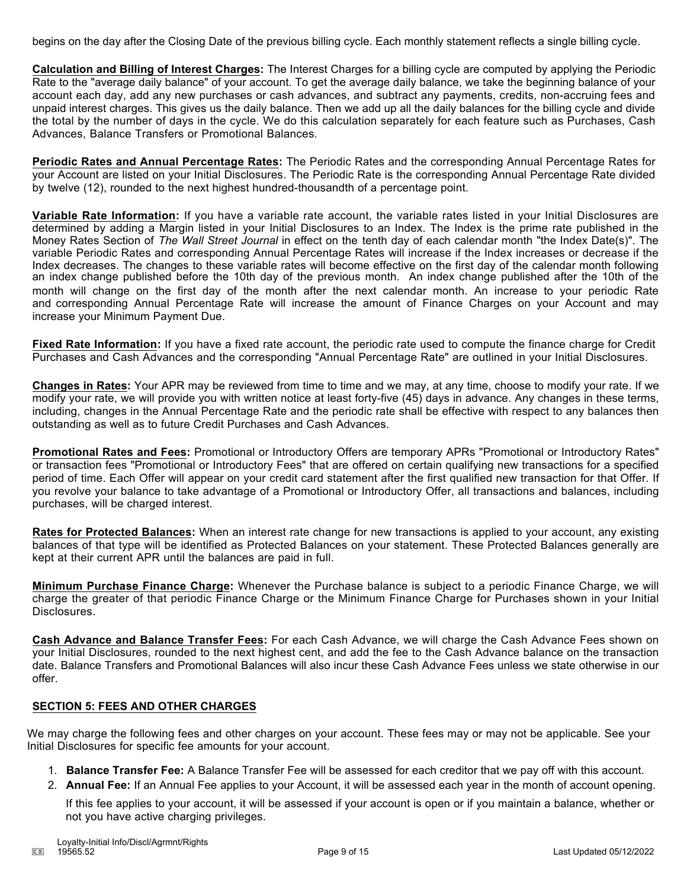begins on the day after the Closing Date of the previous billing cycle. Each monthly statement reflects a single billing cycle.

**Calculation and Billing of Interest Charges:** The Interest Charges for a billing cycle are computed by applying the Periodic Rate to the "average daily balance" of your account. To get the average daily balance, we take the beginning balance of your account each day, add any new purchases or cash advances, and subtract any payments, credits, non-accruing fees and unpaid interest charges. This gives us the daily balance. Then we add up all the daily balances for the billing cycle and divide the total by the number of days in the cycle. We do this calculation separately for each feature such as Purchases, Cash Advances, Balance Transfers or Promotional Balances.

**Periodic Rates and Annual Percentage Rates:** The Periodic Rates and the corresponding Annual Percentage Rates for your Account are listed on your Initial Disclosures. The Periodic Rate is the corresponding Annual Percentage Rate divided by twelve (12), rounded to the next highest hundred-thousandth of a percentage point.

**Variable Rate Information:** If you have a variable rate account, the variable rates listed in your Initial Disclosures are determined by adding a Margin listed in your Initial Disclosures to an Index. The Index is the prime rate published in the Money Rates Section of *The Wall Street Journal* in effect on the tenth day of each calendar month "the Index Date(s)". The variable Periodic Rates and corresponding Annual Percentage Rates will increase if the Index increases or decrease if the Index decreases. The changes to these variable rates will become effective on the first day of the calendar month following an index change published before the 10th day of the previous month. An index change published after the 10th of the month will change on the first day of the month after the next calendar month. An increase to your periodic Rate and corresponding Annual Percentage Rate will increase the amount of Finance Charges on your Account and may increase your Minimum Payment Due.

**Fixed Rate Information:** If you have a fixed rate account, the periodic rate used to compute the finance charge for Credit Purchases and Cash Advances and the corresponding "Annual Percentage Rate" are outlined in your Initial Disclosures.

**Changes in Rates:** Your APR may be reviewed from time to time and we may, at any time, choose to modify your rate. If we modify your rate, we will provide you with written notice at least forty-five (45) days in advance. Any changes in these terms, including, changes in the Annual Percentage Rate and the periodic rate shall be effective with respect to any balances then outstanding as well as to future Credit Purchases and Cash Advances.

**Promotional Rates and Fees:** Promotional or Introductory Offers are temporary APRs "Promotional or Introductory Rates" or transaction fees "Promotional or Introductory Fees" that are offered on certain qualifying new transactions for a specified period of time. Each Offer will appear on your credit card statement after the first qualified new transaction for that Offer. If you revolve your balance to take advantage of a Promotional or Introductory Offer, all transactions and balances, including purchases, will be charged interest.

**Rates for Protected Balances:** When an interest rate change for new transactions is applied to your account, any existing balances of that type will be identified as Protected Balances on your statement. These Protected Balances generally are kept at their current APR until the balances are paid in full.

**Minimum Purchase Finance Charge:** Whenever the Purchase balance is subject to a periodic Finance Charge, we will charge the greater of that periodic Finance Charge or the Minimum Finance Charge for Purchases shown in your Initial Disclosures.

**Cash Advance and Balance Transfer Fees:** For each Cash Advance, we will charge the Cash Advance Fees shown on your Initial Disclosures, rounded to the next highest cent, and add the fee to the Cash Advance balance on the transaction date. Balance Transfers and Promotional Balances will also incur these Cash Advance Fees unless we state otherwise in our offer.

## SECTION 5: FEES AND OTHER CHARGES

We may charge the following fees and other charges on your account. These fees may or may not be applicable. See your Initial Disclosures for specific fee amounts for your account.

1. **Balance Transfer Fee:** A Balance Transfer Fee will be assessed for each creditor that we pay off with this account.
2. **Annual Fee:** If an Annual Fee applies to your Account, it will be assessed each year in the month of account opening.

   If this fee applies to your account, it will be assessed if your account is open or if you maintain a balance, whether or not you have active charging privileges.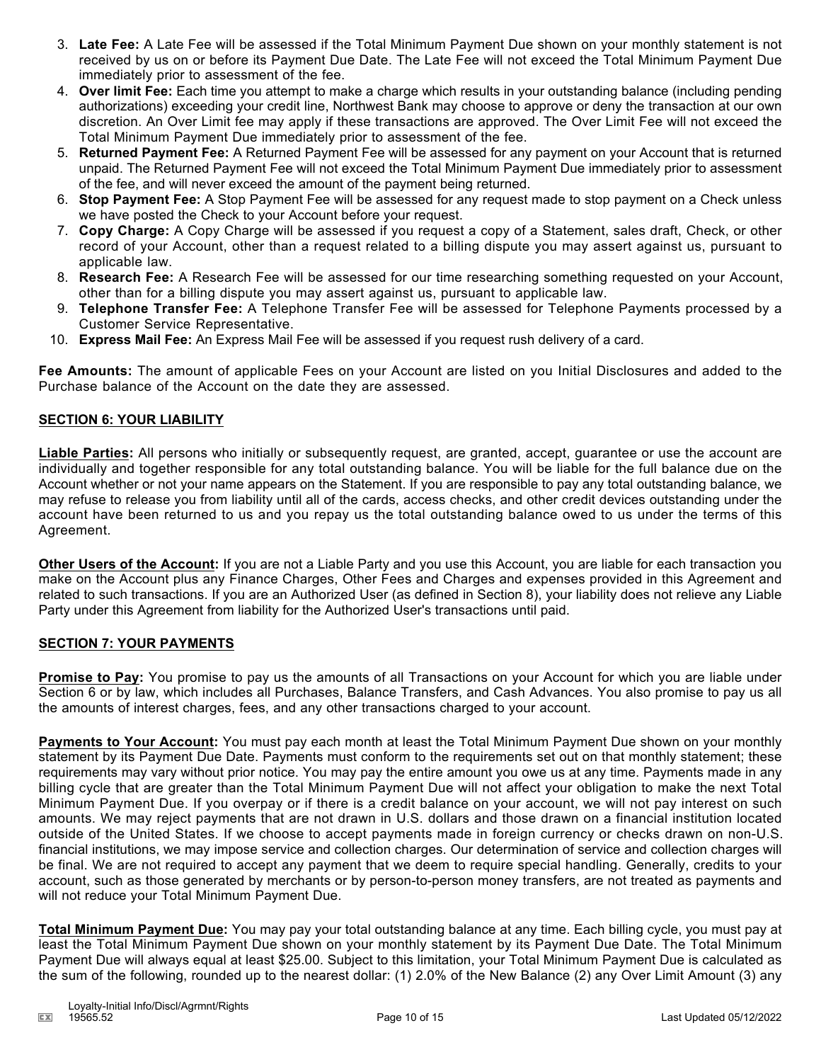3. **Late Fee:** A Late Fee will be assessed if the Total Minimum Payment Due shown on your monthly statement is not received by us on or before its Payment Due Date. The Late Fee will not exceed the Total Minimum Payment Due immediately prior to assessment of the fee.
4. **Over limit Fee:** Each time you attempt to make a charge which results in your outstanding balance (including pending authorizations) exceeding your credit line, Northwest Bank may choose to approve or deny the transaction at our own discretion. An Over Limit fee may apply if these transactions are approved. The Over Limit Fee will not exceed the Total Minimum Payment Due immediately prior to assessment of the fee.
5. **Returned Payment Fee:** A Returned Payment Fee will be assessed for any payment on your Account that is returned unpaid. The Returned Payment Fee will not exceed the Total Minimum Payment Due immediately prior to assessment of the fee, and will never exceed the amount of the payment being returned.
6. **Stop Payment Fee:** A Stop Payment Fee will be assessed for any request made to stop payment on a Check unless we have posted the Check to your Account before your request.
7. **Copy Charge:** A Copy Charge will be assessed if you request a copy of a Statement, sales draft, Check, or other record of your Account, other than a request related to a billing dispute you may assert against us, pursuant to applicable law.
8. **Research Fee:** A Research Fee will be assessed for our time researching something requested on your Account, other than for a billing dispute you may assert against us, pursuant to applicable law.
9. **Telephone Transfer Fee:** A Telephone Transfer Fee will be assessed for Telephone Payments processed by a Customer Service Representative.
10. **Express Mail Fee:** An Express Mail Fee will be assessed if you request rush delivery of a card.

**Fee Amounts:** The amount of applicable Fees on your Account are listed on you Initial Disclosures and added to the Purchase balance of the Account on the date they are assessed.

## SECTION 6: YOUR LIABILITY

**Liable Parties:** All persons who initially or subsequently request, are granted, accept, guarantee or use the account are individually and together responsible for any total outstanding balance. You will be liable for the full balance due on the Account whether or not your name appears on the Statement. If you are responsible to pay any total outstanding balance, we may refuse to release you from liability until all of the cards, access checks, and other credit devices outstanding under the account have been returned to us and you repay us the total outstanding balance owed to us under the terms of this Agreement.

**Other Users of the Account:** If you are not a Liable Party and you use this Account, you are liable for each transaction you make on the Account plus any Finance Charges, Other Fees and Charges and expenses provided in this Agreement and related to such transactions. If you are an Authorized User (as defined in Section 8), your liability does not relieve any Liable Party under this Agreement from liability for the Authorized User's transactions until paid.

## SECTION 7: YOUR PAYMENTS

**Promise to Pay:** You promise to pay us the amounts of all Transactions on your Account for which you are liable under Section 6 or by law, which includes all Purchases, Balance Transfers, and Cash Advances. You also promise to pay us all the amounts of interest charges, fees, and any other transactions charged to your account.

**Payments to Your Account:** You must pay each month at least the Total Minimum Payment Due shown on your monthly statement by its Payment Due Date. Payments must conform to the requirements set out on that monthly statement; these requirements may vary without prior notice. You may pay the entire amount you owe us at any time. Payments made in any billing cycle that are greater than the Total Minimum Payment Due will not affect your obligation to make the next Total Minimum Payment Due. If you overpay or if there is a credit balance on your account, we will not pay interest on such amounts. We may reject payments that are not drawn in U.S. dollars and those drawn on a financial institution located outside of the United States. If we choose to accept payments made in foreign currency or checks drawn on non-U.S. financial institutions, we may impose service and collection charges. Our determination of service and collection charges will be final. We are not required to accept any payment that we deem to require special handling. Generally, credits to your account, such as those generated by merchants or by person-to-person money transfers, are not treated as payments and will not reduce your Total Minimum Payment Due.

**Total Minimum Payment Due:** You may pay your total outstanding balance at any time. Each billing cycle, you must pay at least the Total Minimum Payment Due shown on your monthly statement by its Payment Due Date. The Total Minimum Payment Due will always equal at least $25.00. Subject to this limitation, your Total Minimum Payment Due is calculated as the sum of the following, rounded up to the nearest dollar: (1) 2.0% of the New Balance (2) any Over Limit Amount (3) any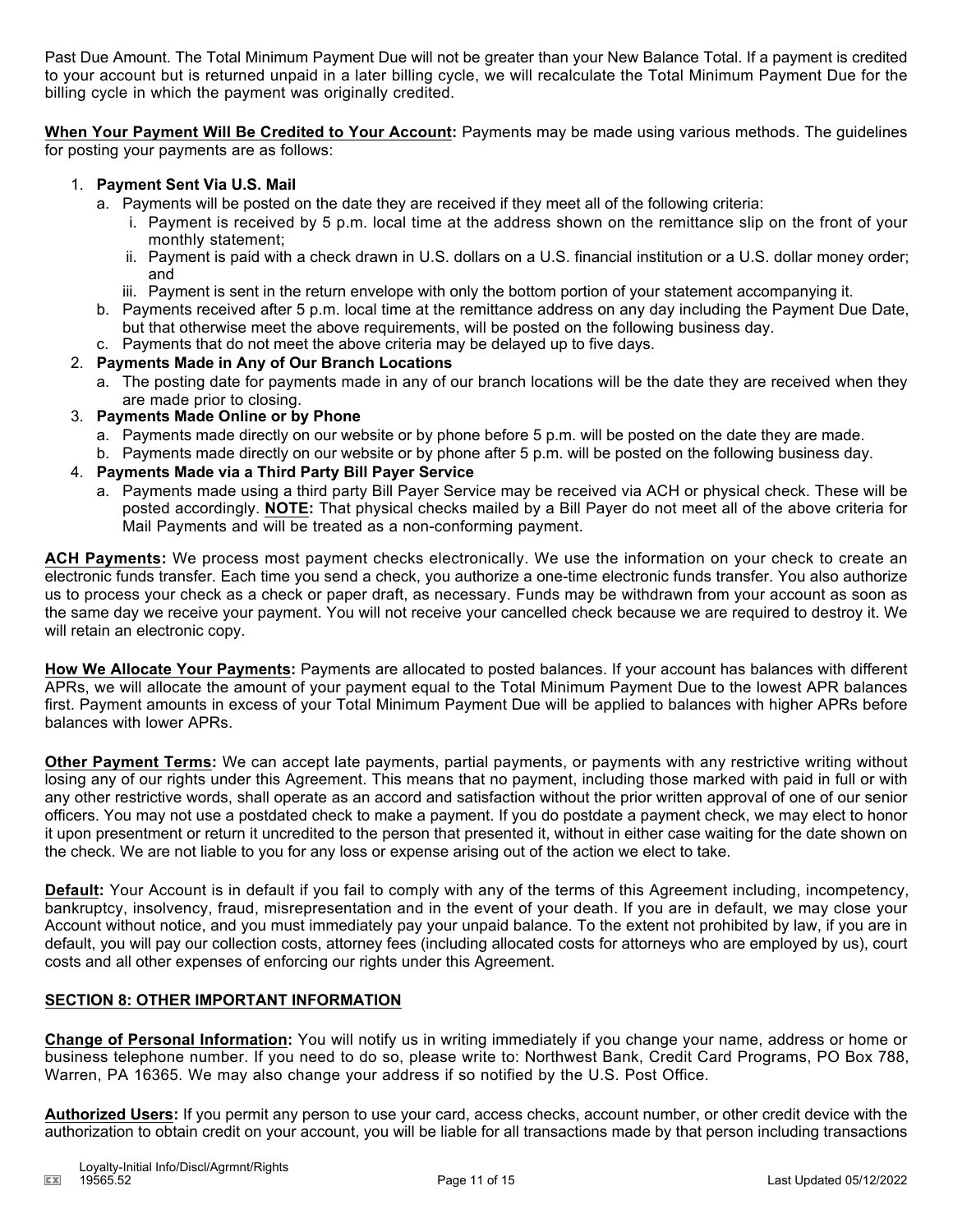Past Due Amount. The Total Minimum Payment Due will not be greater than your New Balance Total. If a payment is credited to your account but is returned unpaid in a later billing cycle, we will recalculate the Total Minimum Payment Due for the billing cycle in which the payment was originally credited.

**<u>When Your Payment Will Be Credited to Your Account</u>:** Payments may be made using various methods. The guidelines for posting your payments are as follows:

1. **Payment Sent Via U.S. Mail**
   a. Payments will be posted on the date they are received if they meet all of the following criteria:
      i. Payment is received by 5 p.m. local time at the address shown on the remittance slip on the front of your monthly statement;
      ii. Payment is paid with a check drawn in U.S. dollars on a U.S. financial institution or a U.S. dollar money order; and
      iii. Payment is sent in the return envelope with only the bottom portion of your statement accompanying it.
   b. Payments received after 5 p.m. local time at the remittance address on any day including the Payment Due Date, but that otherwise meet the above requirements, will be posted on the following business day.
   c. Payments that do not meet the above criteria may be delayed up to five days.
2. **Payments Made in Any of Our Branch Locations**
   a. The posting date for payments made in any of our branch locations will be the date they are received when they are made prior to closing.
3. **Payments Made Online or by Phone**
   a. Payments made directly on our website or by phone before 5 p.m. will be posted on the date they are made.
   b. Payments made directly on our website or by phone after 5 p.m. will be posted on the following business day.
4. **Payments Made via a Third Party Bill Payer Service**
   a. Payments made using a third party Bill Payer Service may be received via ACH or physical check. These will be posted accordingly. **<u>NOTE</u>:** That physical checks mailed by a Bill Payer do not meet all of the above criteria for Mail Payments and will be treated as a non-conforming payment.

**<u>ACH Payments</u>:** We process most payment checks electronically. We use the information on your check to create an electronic funds transfer. Each time you send a check, you authorize a one-time electronic funds transfer. You also authorize us to process your check as a check or paper draft, as necessary. Funds may be withdrawn from your account as soon as the same day we receive your payment. You will not receive your cancelled check because we are required to destroy it. We will retain an electronic copy.

**<u>How We Allocate Your Payments</u>:** Payments are allocated to posted balances. If your account has balances with different APRs, we will allocate the amount of your payment equal to the Total Minimum Payment Due to the lowest APR balances first. Payment amounts in excess of your Total Minimum Payment Due will be applied to balances with higher APRs before balances with lower APRs.

**<u>Other Payment Terms</u>:** We can accept late payments, partial payments, or payments with any restrictive writing without losing any of our rights under this Agreement. This means that no payment, including those marked with paid in full or with any other restrictive words, shall operate as an accord and satisfaction without the prior written approval of one of our senior officers. You may not use a postdated check to make a payment. If you do postdate a payment check, we may elect to honor it upon presentment or return it uncredited to the person that presented it, without in either case waiting for the date shown on the check. We are not liable to you for any loss or expense arising out of the action we elect to take.

**<u>Default</u>:** Your Account is in default if you fail to comply with any of the terms of this Agreement including, incompetency, bankruptcy, insolvency, fraud, misrepresentation and in the event of your death. If you are in default, we may close your Account without notice, and you must immediately pay your unpaid balance. To the extent not prohibited by law, if you are in default, you will pay our collection costs, attorney fees (including allocated costs for attorneys who are employed by us), court costs and all other expenses of enforcing our rights under this Agreement.

## <u>SECTION 8: OTHER IMPORTANT INFORMATION</u>

**<u>Change of Personal Information</u>:** You will notify us in writing immediately if you change your name, address or home or business telephone number. If you need to do so, please write to: Northwest Bank, Credit Card Programs, PO Box 788, Warren, PA 16365. We may also change your address if so notified by the U.S. Post Office.

**<u>Authorized Users</u>:** If you permit any person to use your card, access checks, account number, or other credit device with the authorization to obtain credit on your account, you will be liable for all transactions made by that person including transactions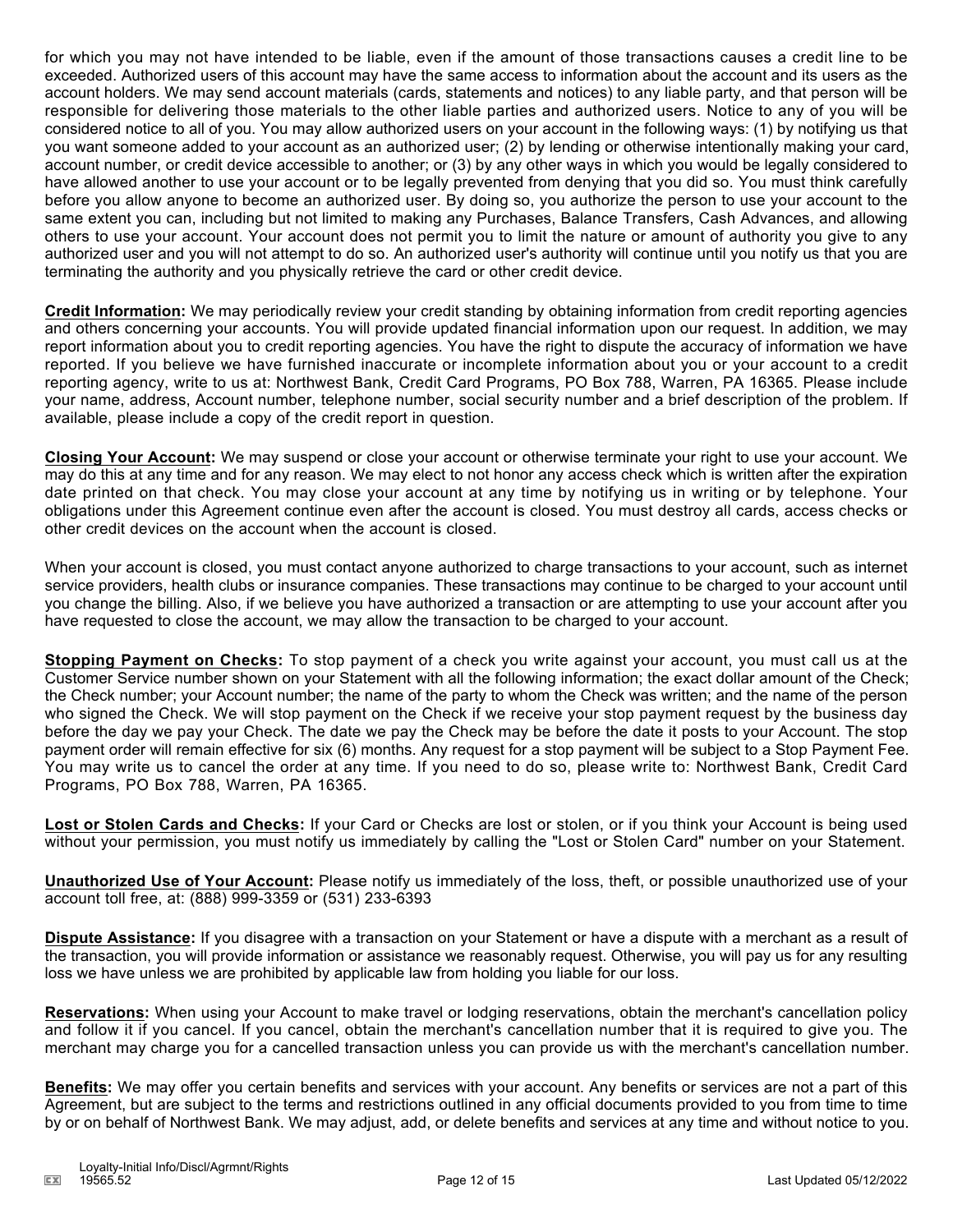for which you may not have intended to be liable, even if the amount of those transactions causes a credit line to be exceeded. Authorized users of this account may have the same access to information about the account and its users as the account holders. We may send account materials (cards, statements and notices) to any liable party, and that person will be responsible for delivering those materials to the other liable parties and authorized users. Notice to any of you will be considered notice to all of you. You may allow authorized users on your account in the following ways: (1) by notifying us that you want someone added to your account as an authorized user; (2) by lending or otherwise intentionally making your card, account number, or credit device accessible to another; or (3) by any other ways in which you would be legally considered to have allowed another to use your account or to be legally prevented from denying that you did so. You must think carefully before you allow anyone to become an authorized user. By doing so, you authorize the person to use your account to the same extent you can, including but not limited to making any Purchases, Balance Transfers, Cash Advances, and allowing others to use your account. Your account does not permit you to limit the nature or amount of authority you give to any authorized user and you will not attempt to do so. An authorized user's authority will continue until you notify us that you are terminating the authority and you physically retrieve the card or other credit device.

**Credit Information:** We may periodically review your credit standing by obtaining information from credit reporting agencies and others concerning your accounts. You will provide updated financial information upon our request. In addition, we may report information about you to credit reporting agencies. You have the right to dispute the accuracy of information we have reported. If you believe we have furnished inaccurate or incomplete information about you or your account to a credit reporting agency, write to us at: Northwest Bank, Credit Card Programs, PO Box 788, Warren, PA 16365. Please include your name, address, Account number, telephone number, social security number and a brief description of the problem. If available, please include a copy of the credit report in question.

**Closing Your Account:** We may suspend or close your account or otherwise terminate your right to use your account. We may do this at any time and for any reason. We may elect to not honor any access check which is written after the expiration date printed on that check. You may close your account at any time by notifying us in writing or by telephone. Your obligations under this Agreement continue even after the account is closed. You must destroy all cards, access checks or other credit devices on the account when the account is closed.

When your account is closed, you must contact anyone authorized to charge transactions to your account, such as internet service providers, health clubs or insurance companies. These transactions may continue to be charged to your account until you change the billing. Also, if we believe you have authorized a transaction or are attempting to use your account after you have requested to close the account, we may allow the transaction to be charged to your account.

**Stopping Payment on Checks:** To stop payment of a check you write against your account, you must call us at the Customer Service number shown on your Statement with all the following information; the exact dollar amount of the Check; the Check number; your Account number; the name of the party to whom the Check was written; and the name of the person who signed the Check. We will stop payment on the Check if we receive your stop payment request by the business day before the day we pay your Check. The date we pay the Check may be before the date it posts to your Account. The stop payment order will remain effective for six (6) months. Any request for a stop payment will be subject to a Stop Payment Fee. You may write us to cancel the order at any time. If you need to do so, please write to: Northwest Bank, Credit Card Programs, PO Box 788, Warren, PA 16365.

**Lost or Stolen Cards and Checks:** If your Card or Checks are lost or stolen, or if you think your Account is being used without your permission, you must notify us immediately by calling the "Lost or Stolen Card" number on your Statement.

**Unauthorized Use of Your Account:** Please notify us immediately of the loss, theft, or possible unauthorized use of your account toll free, at: (888) 999-3359 or (531) 233-6393

**Dispute Assistance:** If you disagree with a transaction on your Statement or have a dispute with a merchant as a result of the transaction, you will provide information or assistance we reasonably request. Otherwise, you will pay us for any resulting loss we have unless we are prohibited by applicable law from holding you liable for our loss.

**Reservations:** When using your Account to make travel or lodging reservations, obtain the merchant's cancellation policy and follow it if you cancel. If you cancel, obtain the merchant's cancellation number that it is required to give you. The merchant may charge you for a cancelled transaction unless you can provide us with the merchant's cancellation number.

**Benefits:** We may offer you certain benefits and services with your account. Any benefits or services are not a part of this Agreement, but are subject to the terms and restrictions outlined in any official documents provided to you from time to time by or on behalf of Northwest Bank. We may adjust, add, or delete benefits and services at any time and without notice to you.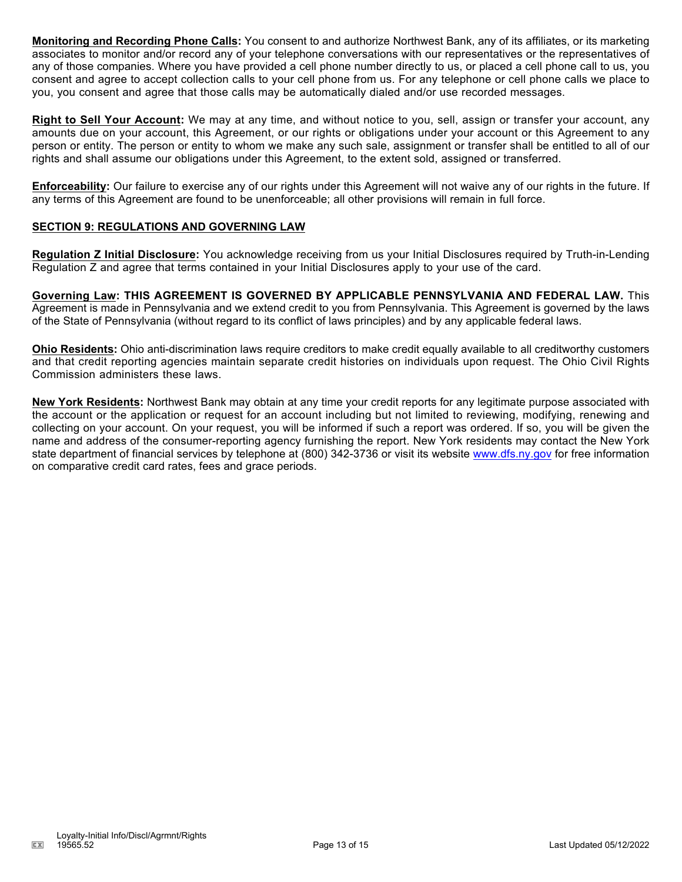**Monitoring and Recording Phone Calls:** You consent to and authorize Northwest Bank, any of its affiliates, or its marketing associates to monitor and/or record any of your telephone conversations with our representatives or the representatives of any of those companies. Where you have provided a cell phone number directly to us, or placed a cell phone call to us, you consent and agree to accept collection calls to your cell phone from us. For any telephone or cell phone calls we place to you, you consent and agree that those calls may be automatically dialed and/or use recorded messages.

**Right to Sell Your Account:** We may at any time, and without notice to you, sell, assign or transfer your account, any amounts due on your account, this Agreement, or our rights or obligations under your account or this Agreement to any person or entity. The person or entity to whom we make any such sale, assignment or transfer shall be entitled to all of our rights and shall assume our obligations under this Agreement, to the extent sold, assigned or transferred.

**Enforceability:** Our failure to exercise any of our rights under this Agreement will not waive any of our rights in the future. If any terms of this Agreement are found to be unenforceable; all other provisions will remain in full force.

## SECTION 9: REGULATIONS AND GOVERNING LAW

**Regulation Z Initial Disclosure:** You acknowledge receiving from us your Initial Disclosures required by Truth-in-Lending Regulation Z and agree that terms contained in your Initial Disclosures apply to your use of the card.

**Governing Law: THIS AGREEMENT IS GOVERNED BY APPLICABLE PENNSYLVANIA AND FEDERAL LAW.** This Agreement is made in Pennsylvania and we extend credit to you from Pennsylvania. This Agreement is governed by the laws of the State of Pennsylvania (without regard to its conflict of laws principles) and by any applicable federal laws.

**Ohio Residents:** Ohio anti-discrimination laws require creditors to make credit equally available to all creditworthy customers and that credit reporting agencies maintain separate credit histories on individuals upon request. The Ohio Civil Rights Commission administers these laws.

**New York Residents:** Northwest Bank may obtain at any time your credit reports for any legitimate purpose associated with the account or the application or request for an account including but not limited to reviewing, modifying, renewing and collecting on your account. On your request, you will be informed if such a report was ordered. If so, you will be given the name and address of the consumer-reporting agency furnishing the report. New York residents may contact the New York state department of financial services by telephone at (800) 342-3736 or visit its website www.dfs.ny.gov for free information on comparative credit card rates, fees and grace periods.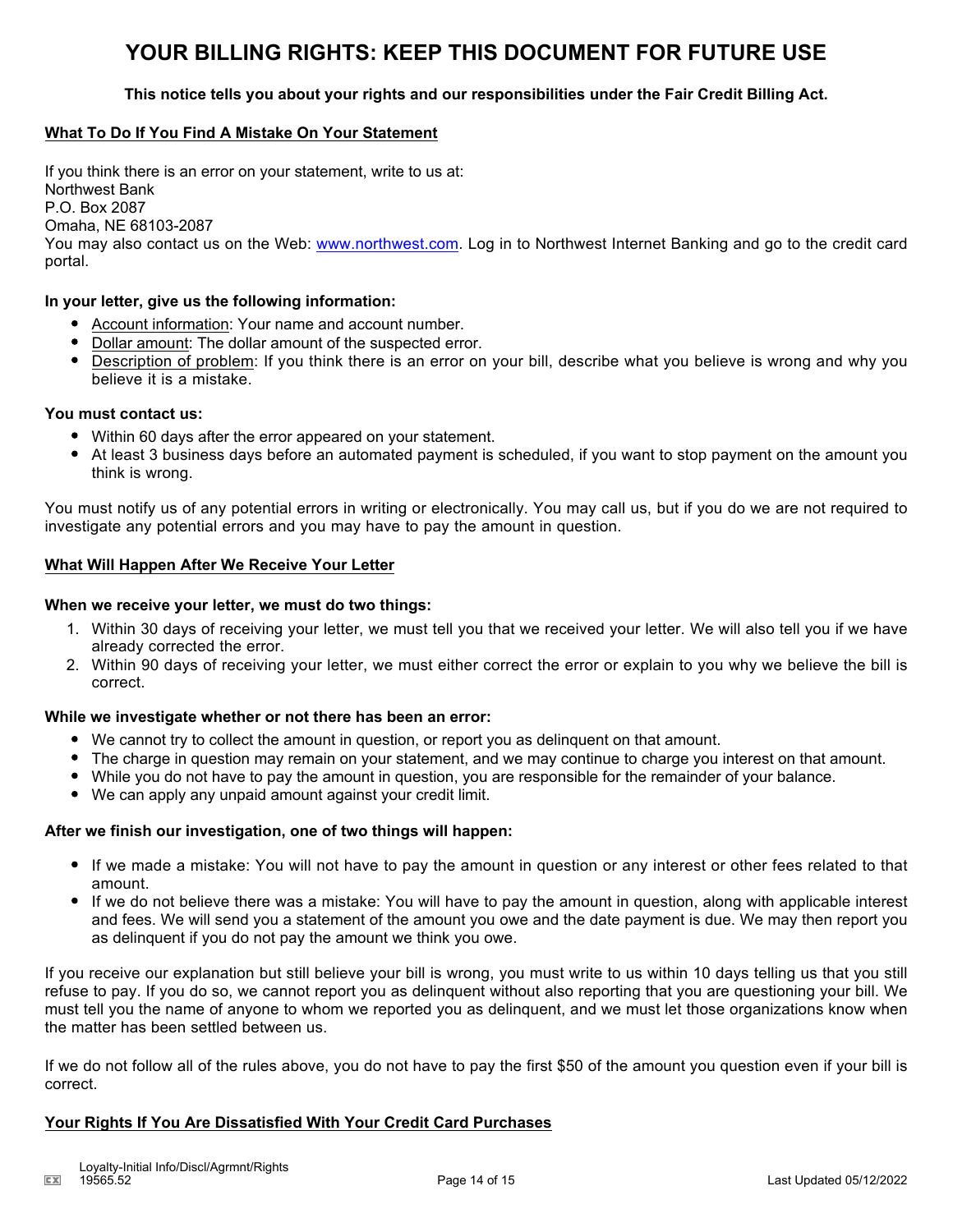# YOUR BILLING RIGHTS: KEEP THIS DOCUMENT FOR FUTURE USE

**This notice tells you about your rights and our responsibilities under the Fair Credit Billing Act.**

## What To Do If You Find A Mistake On Your Statement

If you think there is an error on your statement, write to us at:
Northwest Bank
P.O. Box 2087
Omaha, NE 68103-2087
You may also contact us on the Web: www.northwest.com. Log in to Northwest Internet Banking and go to the credit card portal.

**In your letter, give us the following information:**

- Account information: Your name and account number.
- Dollar amount: The dollar amount of the suspected error.
- Description of problem: If you think there is an error on your bill, describe what you believe is wrong and why you believe it is a mistake.

**You must contact us:**

- Within 60 days after the error appeared on your statement.
- At least 3 business days before an automated payment is scheduled, if you want to stop payment on the amount you think is wrong.

You must notify us of any potential errors in writing or electronically. You may call us, but if you do we are not required to investigate any potential errors and you may have to pay the amount in question.

## What Will Happen After We Receive Your Letter

**When we receive your letter, we must do two things:**

1. Within 30 days of receiving your letter, we must tell you that we received your letter. We will also tell you if we have already corrected the error.
2. Within 90 days of receiving your letter, we must either correct the error or explain to you why we believe the bill is correct.

**While we investigate whether or not there has been an error:**

- We cannot try to collect the amount in question, or report you as delinquent on that amount.
- The charge in question may remain on your statement, and we may continue to charge you interest on that amount.
- While you do not have to pay the amount in question, you are responsible for the remainder of your balance.
- We can apply any unpaid amount against your credit limit.

**After we finish our investigation, one of two things will happen:**

- If we made a mistake: You will not have to pay the amount in question or any interest or other fees related to that amount.
- If we do not believe there was a mistake: You will have to pay the amount in question, along with applicable interest and fees. We will send you a statement of the amount you owe and the date payment is due. We may then report you as delinquent if you do not pay the amount we think you owe.

If you receive our explanation but still believe your bill is wrong, you must write to us within 10 days telling us that you still refuse to pay. If you do so, we cannot report you as delinquent without also reporting that you are questioning your bill. We must tell you the name of anyone to whom we reported you as delinquent, and we must let those organizations know when the matter has been settled between us.

If we do not follow all of the rules above, you do not have to pay the first $50 of the amount you question even if your bill is correct.

## Your Rights If You Are Dissatisfied With Your Credit Card Purchases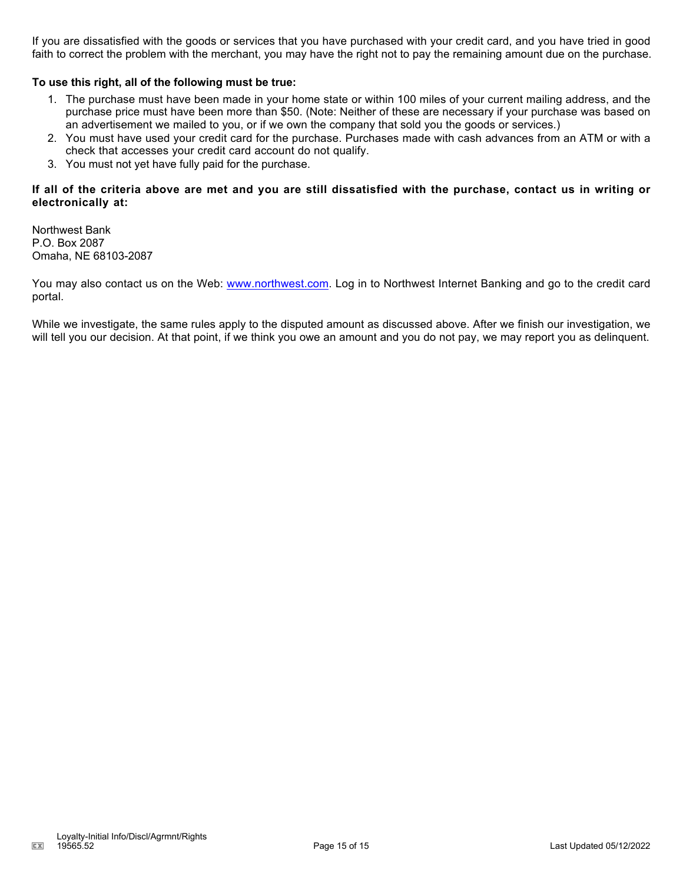If you are dissatisfied with the goods or services that you have purchased with your credit card, and you have tried in good faith to correct the problem with the merchant, you may have the right not to pay the remaining amount due on the purchase.

**To use this right, all of the following must be true:**

1. The purchase must have been made in your home state or within 100 miles of your current mailing address, and the purchase price must have been more than $50. (Note: Neither of these are necessary if your purchase was based on an advertisement we mailed to you, or if we own the company that sold you the goods or services.)
2. You must have used your credit card for the purchase. Purchases made with cash advances from an ATM or with a check that accesses your credit card account do not qualify.
3. You must not yet have fully paid for the purchase.

**If all of the criteria above are met and you are still dissatisfied with the purchase, contact us in writing or electronically at:**

Northwest Bank
P.O. Box 2087
Omaha, NE 68103-2087

You may also contact us on the Web: www.northwest.com. Log in to Northwest Internet Banking and go to the credit card portal.

While we investigate, the same rules apply to the disputed amount as discussed above. After we finish our investigation, we will tell you our decision. At that point, if we think you owe an amount and you do not pay, we may report you as delinquent.